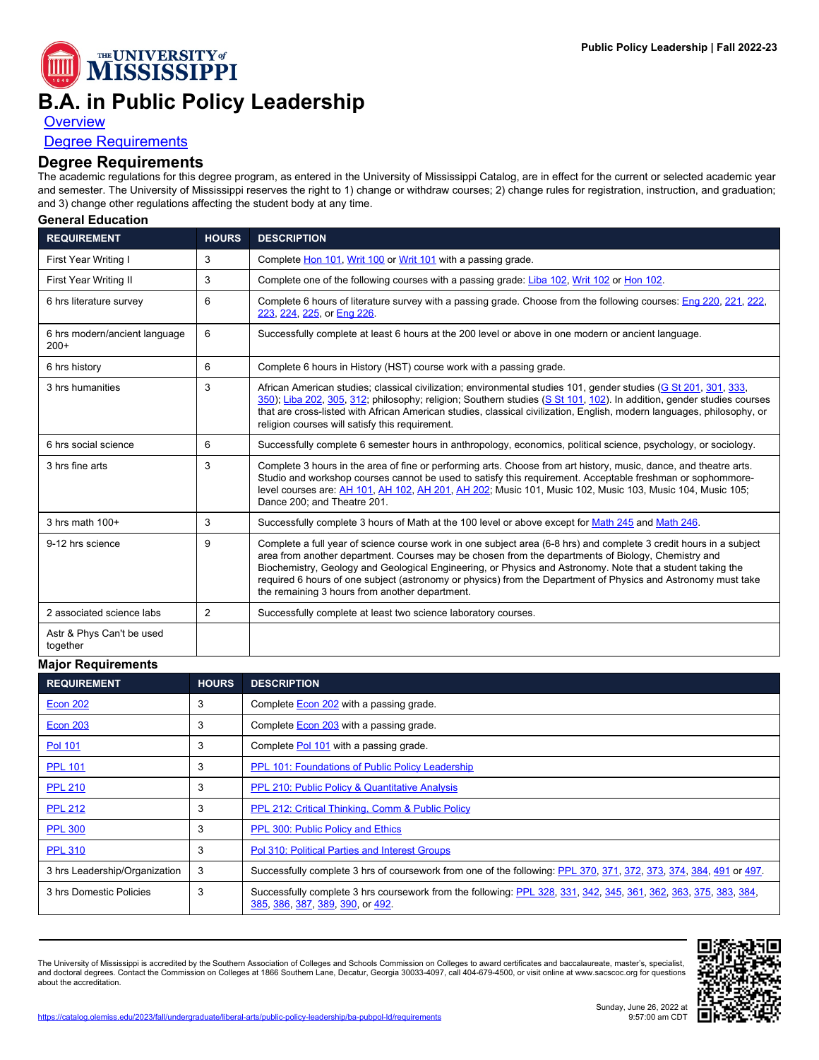# B.A. in Public Policy Leadership

Overview

Degree Requirements

## Degree Requirements

The academic regulations for this degree program, as entered in the University of Mississippi Catalog, are in effect for the current or selected academic year and semester. The University of Mississippi reserves the right to 1) change or withdraw courses; 2) change rules for registration, instruction, and graduation; and 3) change other regulations affecting the student body at any time.

### General Education

| REQUIREMENT | HOURS | DESCRIPTION |
|---|---|---|
| First Year Writing I | 3 | Complete Hon 101, Writ 100 or Writ 101 with a passing grade. |
| First Year Writing II | 3 | Complete one of the following courses with a passing grade: Liba 102, Writ 102 or Hon 102. |
| 6 hrs literature survey | 6 | Complete 6 hours of literature survey with a passing grade. Choose from the following courses: Eng 220, 221, 222, 223, 224, 225, or Eng 226. |
| 6 hrs modern/ancient language 200+ | 6 | Successfully complete at least 6 hours at the 200 level or above in one modern or ancient language. |
| 6 hrs history | 6 | Complete 6 hours in History (HST) course work with a passing grade. |
| 3 hrs humanities | 3 | African American studies; classical civilization; environmental studies 101, gender studies (G St 201, 301, 333, 350); Liba 202, 305, 312; philosophy; religion; Southern studies (S St 101, 102). In addition, gender studies courses that are cross-listed with African American studies, classical civilization, English, modern languages, philosophy, or religion courses will satisfy this requirement. |
| 6 hrs social science | 6 | Successfully complete 6 semester hours in anthropology, economics, political science, psychology, or sociology. |
| 3 hrs fine arts | 3 | Complete 3 hours in the area of fine or performing arts. Choose from art history, music, dance, and theatre arts. Studio and workshop courses cannot be used to satisfy this requirement. Acceptable freshman or sophommore-level courses are: AH 101, AH 102, AH 201, AH 202; Music 101, Music 102, Music 103, Music 104, Music 105; Dance 200; and Theatre 201. |
| 3 hrs math 100+ | 3 | Successfully complete 3 hours of Math at the 100 level or above except for Math 245 and Math 246. |
| 9-12 hrs science | 9 | Complete a full year of science course work in one subject area (6-8 hrs) and complete 3 credit hours in a subject area from another department. Courses may be chosen from the departments of Biology, Chemistry and Biochemistry, Geology and Geological Engineering, or Physics and Astronomy. Note that a student taking the required 6 hours of one subject (astronomy or physics) from the Department of Physics and Astronomy must take the remaining 3 hours from another department. |
| 2 associated science labs | 2 | Successfully complete at least two science laboratory courses. |
| Astr & Phys Can't be used together | | |

### Major Requirements

| REQUIREMENT | HOURS | DESCRIPTION |
|---|---|---|
| Econ 202 | 3 | Complete Econ 202 with a passing grade. |
| Econ 203 | 3 | Complete Econ 203 with a passing grade. |
| Pol 101 | 3 | Complete Pol 101 with a passing grade. |
| PPL 101 | 3 | PPL 101: Foundations of Public Policy Leadership |
| PPL 210 | 3 | PPL 210: Public Policy & Quantitative Analysis |
| PPL 212 | 3 | PPL 212: Critical Thinking, Comm & Public Policy |
| PPL 300 | 3 | PPL 300: Public Policy and Ethics |
| PPL 310 | 3 | Pol 310: Political Parties and Interest Groups |
| 3 hrs Leadership/Organization | 3 | Successfully complete 3 hrs of coursework from one of the following: PPL 370, 371, 372, 373, 374, 384, 491 or 497. |
| 3 hrs Domestic Policies | 3 | Successfully complete 3 hrs coursework from the following: PPL 328, 331, 342, 345, 361, 362, 363, 375, 383, 384, 385, 386, 387, 389, 390, or 492. |

The University of Mississippi is accredited by the Southern Association of Colleges and Schools Commission on Colleges to award certificates and baccalaureate, master's, specialist, and doctoral degrees. Contact the Commission on Colleges at 1866 Southern Lane, Decatur, Georgia 30033-4097, call 404-679-4500, or visit online at www.sacscoc.org for questions about the accreditation.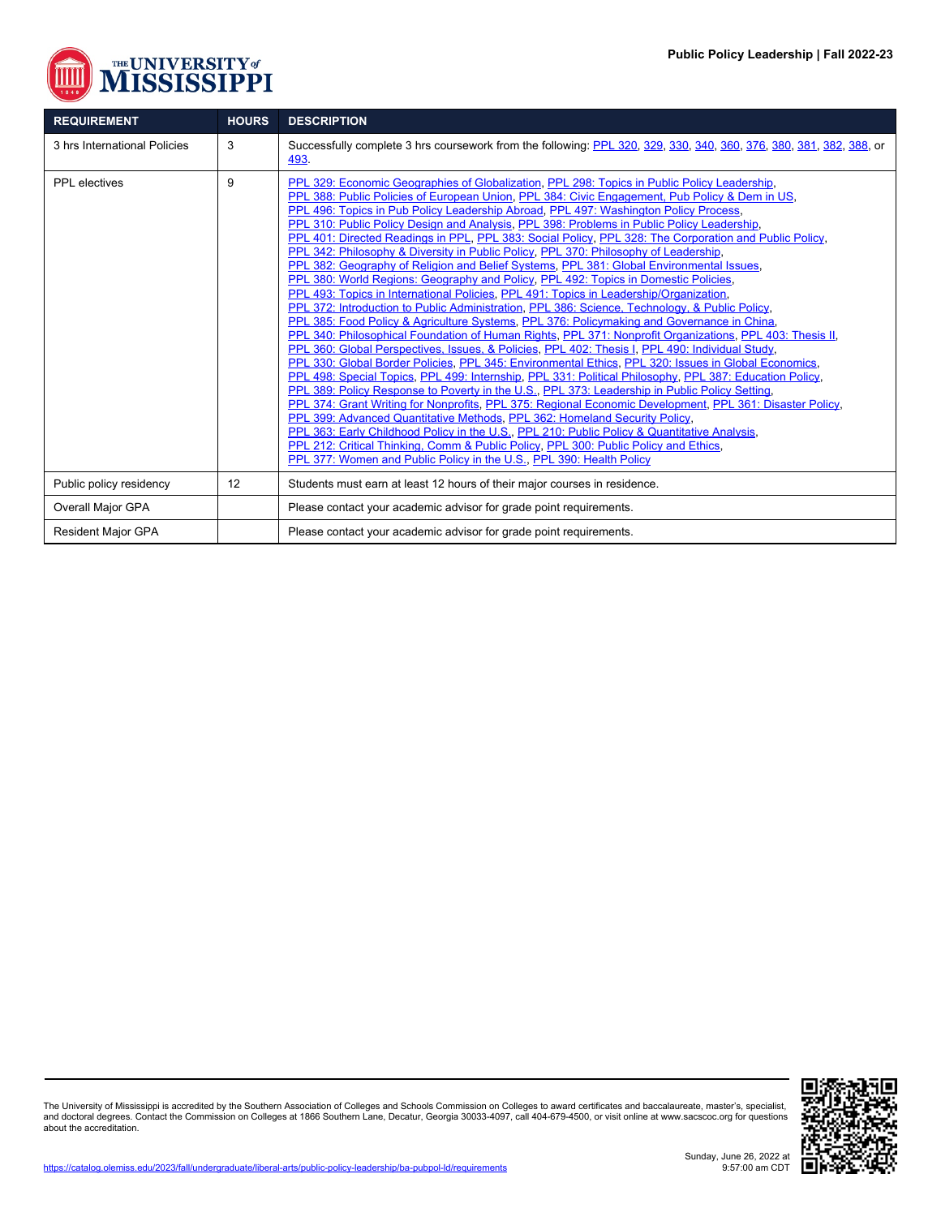| REQUIREMENT | HOURS | DESCRIPTION |
|---|---|---|
| 3 hrs International Policies | 3 | Successfully complete 3 hrs coursework from the following: PPL 320, 329, 330, 340, 360, 376, 380, 381, 382, 388, or 493. |
| PPL electives | 9 | PPL 329: Economic Geographies of Globalization, PPL 298: Topics in Public Policy Leadership, PPL 388: Public Policies of European Union, PPL 384: Civic Engagement, Pub Policy & Dem in US, PPL 496: Topics in Pub Policy Leadership Abroad, PPL 497: Washington Policy Process, PPL 310: Public Policy Design and Analysis, PPL 398: Problems in Public Policy Leadership, PPL 401: Directed Readings in PPL, PPL 383: Social Policy, PPL 328: The Corporation and Public Policy, PPL 342: Philosophy & Diversity in Public Policy, PPL 370: Philosophy of Leadership, PPL 382: Geography of Religion and Belief Systems, PPL 381: Global Environmental Issues, PPL 380: World Regions: Geography and Policy, PPL 492: Topics in Domestic Policies, PPL 493: Topics in International Policies, PPL 491: Topics in Leadership/Organization, PPL 372: Introduction to Public Administration, PPL 386: Science, Technology, & Public Policy, PPL 385: Food Policy & Agriculture Systems, PPL 376: Policymaking and Governance in China, PPL 340: Philosophical Foundation of Human Rights, PPL 371: Nonprofit Organizations, PPL 403: Thesis II, PPL 360: Global Perspectives, Issues, & Policies, PPL 402: Thesis I, PPL 490: Individual Study, PPL 330: Global Border Policies, PPL 345: Environmental Ethics, PPL 320: Issues in Global Economics, PPL 498: Special Topics, PPL 499: Internship, PPL 331: Political Philosophy, PPL 387: Education Policy, PPL 389: Policy Response to Poverty in the U.S., PPL 373: Leadership in Public Policy Setting, PPL 374: Grant Writing for Nonprofits, PPL 375: Regional Economic Development, PPL 361: Disaster Policy, PPL 399: Advanced Quantitative Methods, PPL 362: Homeland Security Policy, PPL 363: Early Childhood Policy in the U.S., PPL 210: Public Policy & Quantitative Analysis, PPL 212: Critical Thinking, Comm & Public Policy, PPL 300: Public Policy and Ethics, PPL 377: Women and Public Policy in the U.S., PPL 390: Health Policy |
| Public policy residency | 12 | Students must earn at least 12 hours of their major courses in residence. |
| Overall Major GPA | | Please contact your academic advisor for grade point requirements. |
| Resident Major GPA | | Please contact your academic advisor for grade point requirements. |

The University of Mississippi is accredited by the Southern Association of Colleges and Schools Commission on Colleges to award certificates and baccalaureate, master's, specialist, and doctoral degrees. Contact the Commission on Colleges at 1866 Southern Lane, Decatur, Georgia 30033-4097, call 404-679-4500, or visit online at www.sacscoc.org for questions about the accreditation.